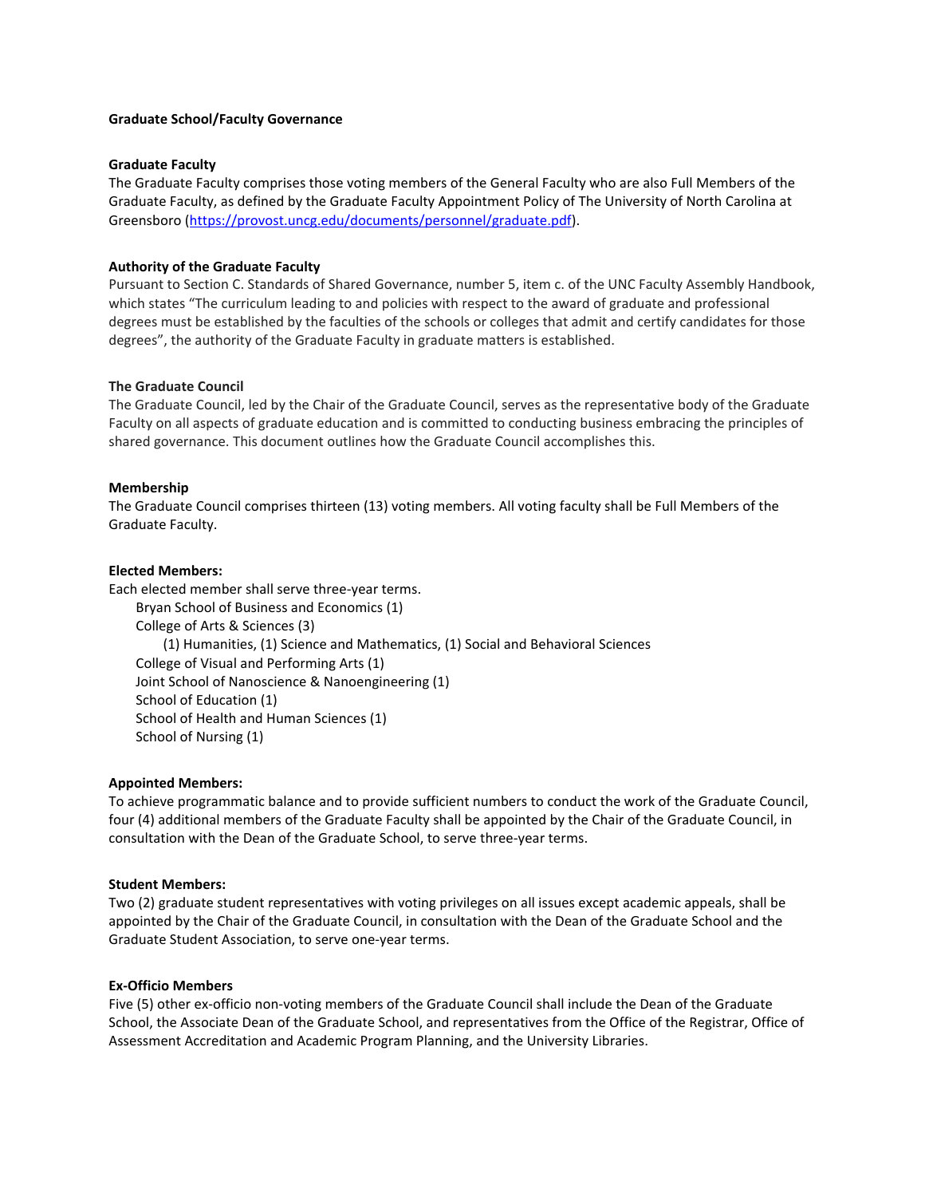# Graduate School/Faculty Governance

## Graduate Faculty

The Graduate Faculty comprises those voting members of the General Faculty who are also Full Members of the Graduate Faculty, as defined by the Graduate Faculty Appointment Policy of The University of North Carolina at Greensboro (https://provost.uncg.edu/documents/personnel/graduate.pdf).

## Authority of the Graduate Faculty

Pursuant to Section C. Standards of Shared Governance, number 5, item c. of the UNC Faculty Assembly Handbook, which states "The curriculum leading to and policies with respect to the award of graduate and professional degrees must be established by the faculties of the schools or colleges that admit and certify candidates for those degrees", the authority of the Graduate Faculty in graduate matters is established.

## The Graduate Council

The Graduate Council, led by the Chair of the Graduate Council, serves as the representative body of the Graduate Faculty on all aspects of graduate education and is committed to conducting business embracing the principles of shared governance. This document outlines how the Graduate Council accomplishes this.

## Membership

The Graduate Council comprises thirteen (13) voting members. All voting faculty shall be Full Members of the Graduate Faculty.

### Elected Members:

Each elected member shall serve three-year terms.

- Bryan School of Business and Economics (1)
- College of Arts & Sciences (3)
  - (1) Humanities, (1) Science and Mathematics, (1) Social and Behavioral Sciences
- College of Visual and Performing Arts (1)
- Joint School of Nanoscience & Nanoengineering (1)
- School of Education (1)
- School of Health and Human Sciences (1)
- School of Nursing (1)

### Appointed Members:

To achieve programmatic balance and to provide sufficient numbers to conduct the work of the Graduate Council, four (4) additional members of the Graduate Faculty shall be appointed by the Chair of the Graduate Council, in consultation with the Dean of the Graduate School, to serve three-year terms.

### Student Members:

Two (2) graduate student representatives with voting privileges on all issues except academic appeals, shall be appointed by the Chair of the Graduate Council, in consultation with the Dean of the Graduate School and the Graduate Student Association, to serve one-year terms.

### Ex-Officio Members

Five (5) other ex-officio non-voting members of the Graduate Council shall include the Dean of the Graduate School, the Associate Dean of the Graduate School, and representatives from the Office of the Registrar, Office of Assessment Accreditation and Academic Program Planning, and the University Libraries.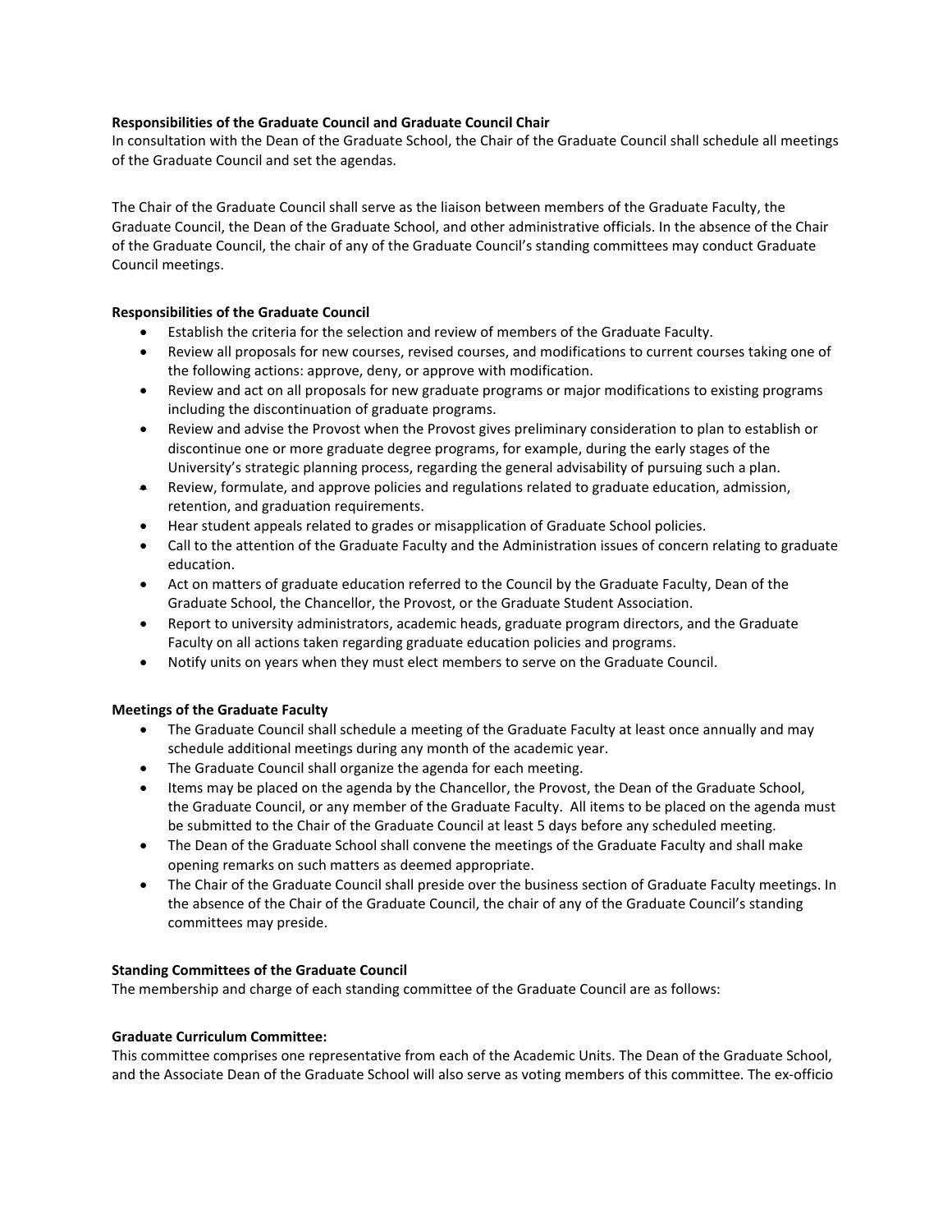**Responsibilities of the Graduate Council and Graduate Council Chair**

In consultation with the Dean of the Graduate School, the Chair of the Graduate Council shall schedule all meetings of the Graduate Council and set the agendas.

The Chair of the Graduate Council shall serve as the liaison between members of the Graduate Faculty, the Graduate Council, the Dean of the Graduate School, and other administrative officials. In the absence of the Chair of the Graduate Council, the chair of any of the Graduate Council's standing committees may conduct Graduate Council meetings.

**Responsibilities of the Graduate Council**

- Establish the criteria for the selection and review of members of the Graduate Faculty.
- Review all proposals for new courses, revised courses, and modifications to current courses taking one of the following actions: approve, deny, or approve with modification.
- Review and act on all proposals for new graduate programs or major modifications to existing programs including the discontinuation of graduate programs.
- Review and advise the Provost when the Provost gives preliminary consideration to plan to establish or discontinue one or more graduate degree programs, for example, during the early stages of the University's strategic planning process, regarding the general advisability of pursuing such a plan.
- Review, formulate, and approve policies and regulations related to graduate education, admission, retention, and graduation requirements.
- Hear student appeals related to grades or misapplication of Graduate School policies.
- Call to the attention of the Graduate Faculty and the Administration issues of concern relating to graduate education.
- Act on matters of graduate education referred to the Council by the Graduate Faculty, Dean of the Graduate School, the Chancellor, the Provost, or the Graduate Student Association.
- Report to university administrators, academic heads, graduate program directors, and the Graduate Faculty on all actions taken regarding graduate education policies and programs.
- Notify units on years when they must elect members to serve on the Graduate Council.

**Meetings of the Graduate Faculty**

- The Graduate Council shall schedule a meeting of the Graduate Faculty at least once annually and may schedule additional meetings during any month of the academic year.
- The Graduate Council shall organize the agenda for each meeting.
- Items may be placed on the agenda by the Chancellor, the Provost, the Dean of the Graduate School, the Graduate Council, or any member of the Graduate Faculty. All items to be placed on the agenda must be submitted to the Chair of the Graduate Council at least 5 days before any scheduled meeting.
- The Dean of the Graduate School shall convene the meetings of the Graduate Faculty and shall make opening remarks on such matters as deemed appropriate.
- The Chair of the Graduate Council shall preside over the business section of Graduate Faculty meetings. In the absence of the Chair of the Graduate Council, the chair of any of the Graduate Council's standing committees may preside.

**Standing Committees of the Graduate Council**

The membership and charge of each standing committee of the Graduate Council are as follows:

**Graduate Curriculum Committee:**

This committee comprises one representative from each of the Academic Units. The Dean of the Graduate School, and the Associate Dean of the Graduate School will also serve as voting members of this committee. The ex-officio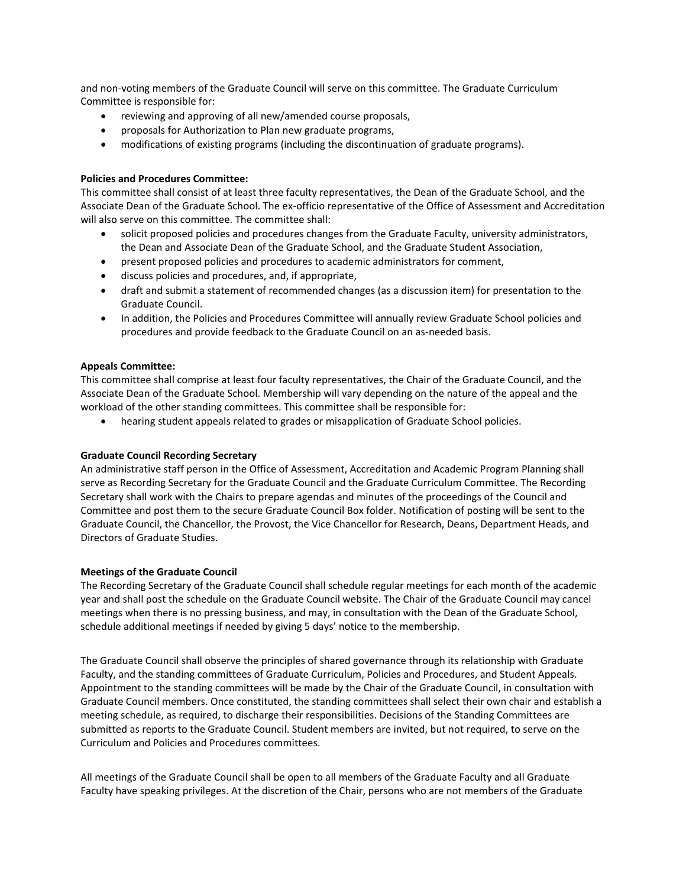and non-voting members of the Graduate Council will serve on this committee. The Graduate Curriculum Committee is responsible for:

- reviewing and approving of all new/amended course proposals,
- proposals for Authorization to Plan new graduate programs,
- modifications of existing programs (including the discontinuation of graduate programs).

**Policies and Procedures Committee:**
This committee shall consist of at least three faculty representatives, the Dean of the Graduate School, and the Associate Dean of the Graduate School. The ex-officio representative of the Office of Assessment and Accreditation will also serve on this committee. The committee shall:

- solicit proposed policies and procedures changes from the Graduate Faculty, university administrators, the Dean and Associate Dean of the Graduate School, and the Graduate Student Association,
- present proposed policies and procedures to academic administrators for comment,
- discuss policies and procedures, and, if appropriate,
- draft and submit a statement of recommended changes (as a discussion item) for presentation to the Graduate Council.
- In addition, the Policies and Procedures Committee will annually review Graduate School policies and procedures and provide feedback to the Graduate Council on an as-needed basis.

**Appeals Committee:**
This committee shall comprise at least four faculty representatives, the Chair of the Graduate Council, and the Associate Dean of the Graduate School. Membership will vary depending on the nature of the appeal and the workload of the other standing committees. This committee shall be responsible for:

- hearing student appeals related to grades or misapplication of Graduate School policies.

**Graduate Council Recording Secretary**
An administrative staff person in the Office of Assessment, Accreditation and Academic Program Planning shall serve as Recording Secretary for the Graduate Council and the Graduate Curriculum Committee. The Recording Secretary shall work with the Chairs to prepare agendas and minutes of the proceedings of the Council and Committee and post them to the secure Graduate Council Box folder. Notification of posting will be sent to the Graduate Council, the Chancellor, the Provost, the Vice Chancellor for Research, Deans, Department Heads, and Directors of Graduate Studies.

**Meetings of the Graduate Council**
The Recording Secretary of the Graduate Council shall schedule regular meetings for each month of the academic year and shall post the schedule on the Graduate Council website. The Chair of the Graduate Council may cancel meetings when there is no pressing business, and may, in consultation with the Dean of the Graduate School, schedule additional meetings if needed by giving 5 days' notice to the membership.

The Graduate Council shall observe the principles of shared governance through its relationship with Graduate Faculty, and the standing committees of Graduate Curriculum, Policies and Procedures, and Student Appeals. Appointment to the standing committees will be made by the Chair of the Graduate Council, in consultation with Graduate Council members. Once constituted, the standing committees shall select their own chair and establish a meeting schedule, as required, to discharge their responsibilities. Decisions of the Standing Committees are submitted as reports to the Graduate Council. Student members are invited, but not required, to serve on the Curriculum and Policies and Procedures committees.

All meetings of the Graduate Council shall be open to all members of the Graduate Faculty and all Graduate Faculty have speaking privileges. At the discretion of the Chair, persons who are not members of the Graduate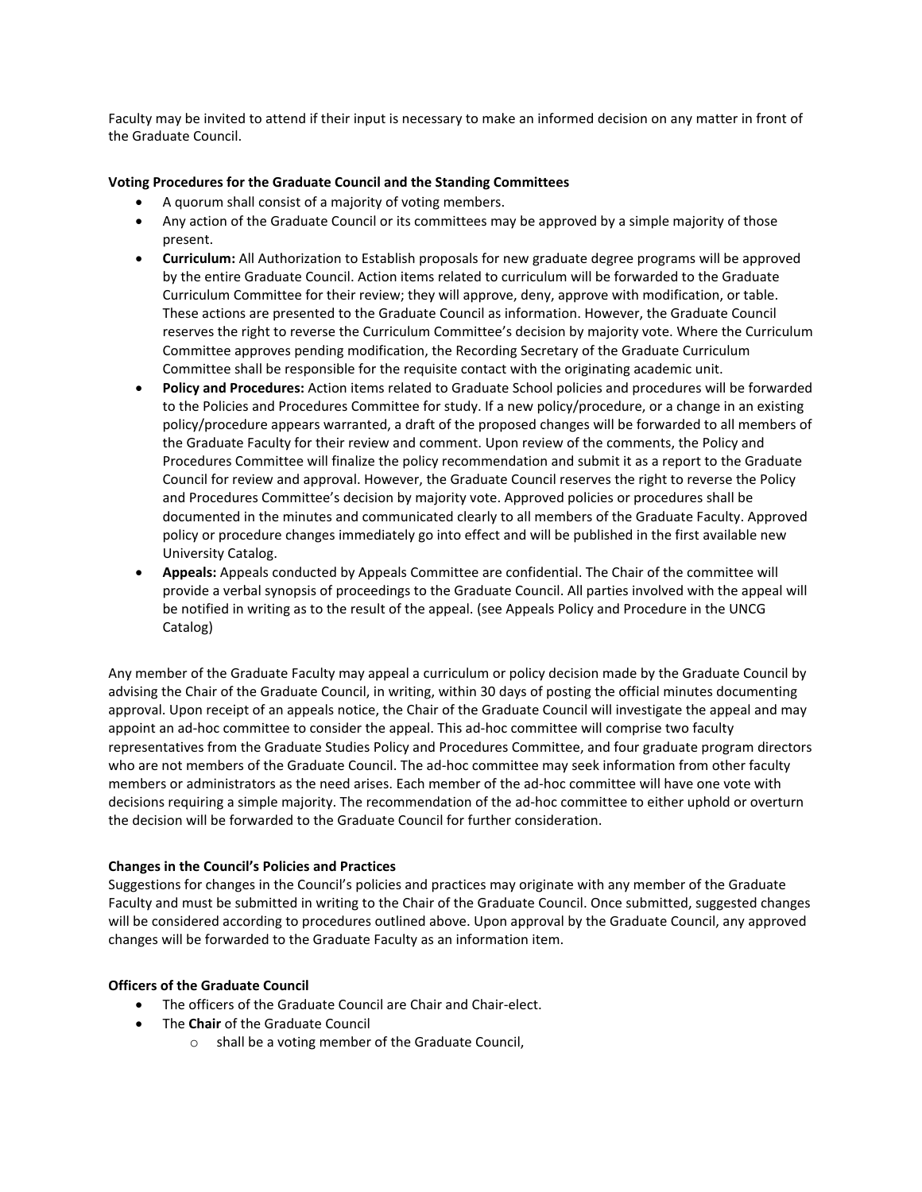Faculty may be invited to attend if their input is necessary to make an informed decision on any matter in front of the Graduate Council.

**Voting Procedures for the Graduate Council and the Standing Committees**

- A quorum shall consist of a majority of voting members.
- Any action of the Graduate Council or its committees may be approved by a simple majority of those present.
- **Curriculum:** All Authorization to Establish proposals for new graduate degree programs will be approved by the entire Graduate Council. Action items related to curriculum will be forwarded to the Graduate Curriculum Committee for their review; they will approve, deny, approve with modification, or table. These actions are presented to the Graduate Council as information. However, the Graduate Council reserves the right to reverse the Curriculum Committee's decision by majority vote. Where the Curriculum Committee approves pending modification, the Recording Secretary of the Graduate Curriculum Committee shall be responsible for the requisite contact with the originating academic unit.
- **Policy and Procedures:** Action items related to Graduate School policies and procedures will be forwarded to the Policies and Procedures Committee for study. If a new policy/procedure, or a change in an existing policy/procedure appears warranted, a draft of the proposed changes will be forwarded to all members of the Graduate Faculty for their review and comment. Upon review of the comments, the Policy and Procedures Committee will finalize the policy recommendation and submit it as a report to the Graduate Council for review and approval. However, the Graduate Council reserves the right to reverse the Policy and Procedures Committee's decision by majority vote. Approved policies or procedures shall be documented in the minutes and communicated clearly to all members of the Graduate Faculty. Approved policy or procedure changes immediately go into effect and will be published in the first available new University Catalog.
- **Appeals:** Appeals conducted by Appeals Committee are confidential. The Chair of the committee will provide a verbal synopsis of proceedings to the Graduate Council. All parties involved with the appeal will be notified in writing as to the result of the appeal. (see Appeals Policy and Procedure in the UNCG Catalog)

Any member of the Graduate Faculty may appeal a curriculum or policy decision made by the Graduate Council by advising the Chair of the Graduate Council, in writing, within 30 days of posting the official minutes documenting approval. Upon receipt of an appeals notice, the Chair of the Graduate Council will investigate the appeal and may appoint an ad-hoc committee to consider the appeal. This ad-hoc committee will comprise two faculty representatives from the Graduate Studies Policy and Procedures Committee, and four graduate program directors who are not members of the Graduate Council. The ad-hoc committee may seek information from other faculty members or administrators as the need arises. Each member of the ad-hoc committee will have one vote with decisions requiring a simple majority. The recommendation of the ad-hoc committee to either uphold or overturn the decision will be forwarded to the Graduate Council for further consideration.

**Changes in the Council's Policies and Practices**

Suggestions for changes in the Council's policies and practices may originate with any member of the Graduate Faculty and must be submitted in writing to the Chair of the Graduate Council. Once submitted, suggested changes will be considered according to procedures outlined above. Upon approval by the Graduate Council, any approved changes will be forwarded to the Graduate Faculty as an information item.

**Officers of the Graduate Council**

- The officers of the Graduate Council are Chair and Chair-elect.
- The **Chair** of the Graduate Council
  - shall be a voting member of the Graduate Council,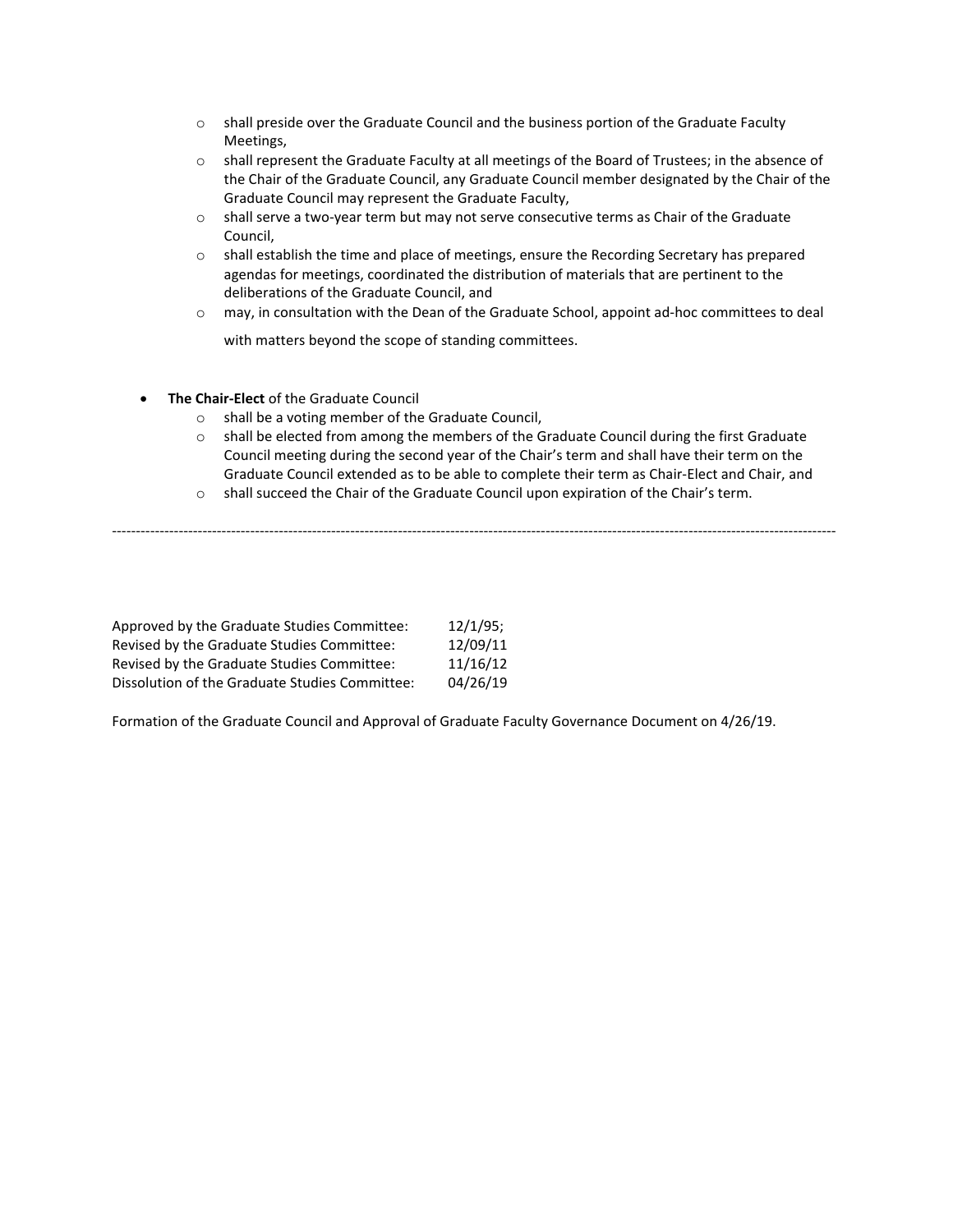- shall preside over the Graduate Council and the business portion of the Graduate Faculty Meetings,
    - shall represent the Graduate Faculty at all meetings of the Board of Trustees; in the absence of the Chair of the Graduate Council, any Graduate Council member designated by the Chair of the Graduate Council may represent the Graduate Faculty,
    - shall serve a two-year term but may not serve consecutive terms as Chair of the Graduate Council,
    - shall establish the time and place of meetings, ensure the Recording Secretary has prepared agendas for meetings, coordinated the distribution of materials that are pertinent to the deliberations of the Graduate Council, and
    - may, in consultation with the Dean of the Graduate School, appoint ad-hoc committees to deal with matters beyond the scope of standing committees.

- **The Chair-Elect** of the Graduate Council
    - shall be a voting member of the Graduate Council,
    - shall be elected from among the members of the Graduate Council during the first Graduate Council meeting during the second year of the Chair's term and shall have their term on the Graduate Council extended as to be able to complete their term as Chair-Elect and Chair, and
    - shall succeed the Chair of the Graduate Council upon expiration of the Chair's term.

---

| | |
|---|---|
| Approved by the Graduate Studies Committee: | 12/1/95; |
| Revised by the Graduate Studies Committee: | 12/09/11 |
| Revised by the Graduate Studies Committee: | 11/16/12 |
| Dissolution of the Graduate Studies Committee: | 04/26/19 |

Formation of the Graduate Council and Approval of Graduate Faculty Governance Document on 4/26/19.